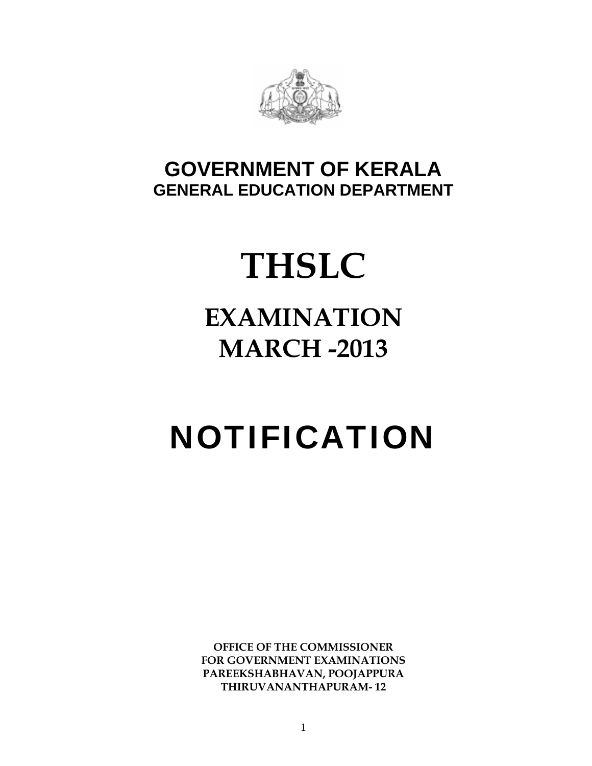# GOVERNMENT OF KERALA
## GENERAL EDUCATION DEPARTMENT

# THSLC

## EXAMINATION
## MARCH -2013

# NOTIFICATION

**OFFICE OF THE COMMISSIONER**
**FOR GOVERNMENT EXAMINATIONS**
**PAREEKSHABHAVAN, POOJAPPURA**
**THIRUVANANTHAPURAM- 12**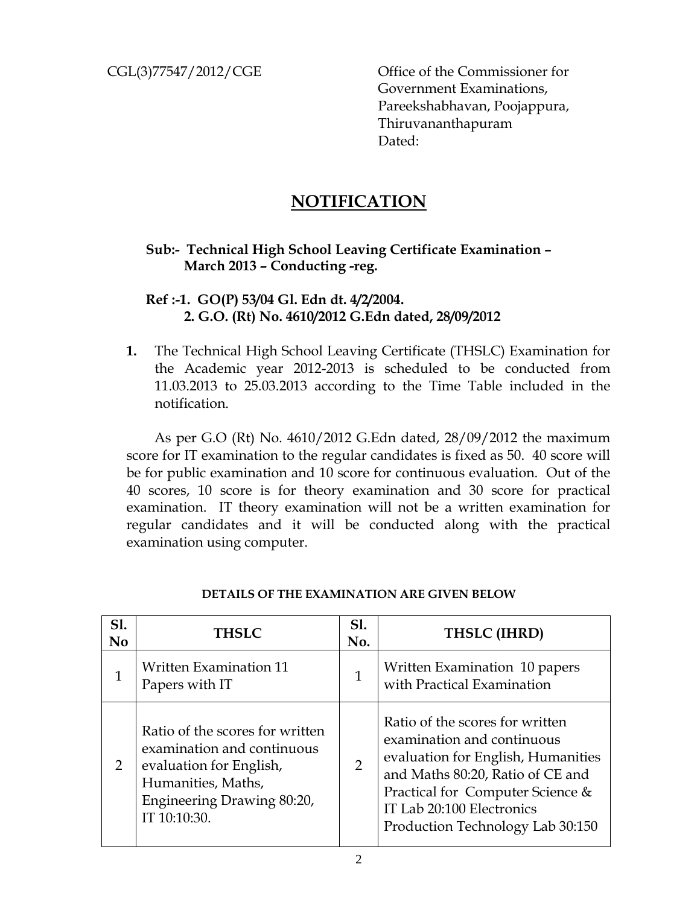CGL(3)77547/2012/CGE

Office of the Commissioner for
Government Examinations,
Pareekshabhavan, Poojappura,
Thiruvananthapuram
Dated:

# NOTIFICATION

**Sub:- Technical High School Leaving Certificate Examination – March 2013 – Conducting -reg.**

**Ref :-1. GO(P) 53/04 Gl. Edn dt. 4/2/2004.**
**2. G.O. (Rt) No. 4610/2012 G.Edn dated, 28/09/2012**

**1.** The Technical High School Leaving Certificate (THSLC) Examination for the Academic year 2012-2013 is scheduled to be conducted from 11.03.2013 to 25.03.2013 according to the Time Table included in the notification.

As per G.O (Rt) No. 4610/2012 G.Edn dated, 28/09/2012 the maximum score for IT examination to the regular candidates is fixed as 50. 40 score will be for public examination and 10 score for continuous evaluation. Out of the 40 scores, 10 score is for theory examination and 30 score for practical examination. IT theory examination will not be a written examination for regular candidates and it will be conducted along with the practical examination using computer.

**DETAILS OF THE EXAMINATION ARE GIVEN BELOW**

| Sl. No | THSLC | Sl. No. | THSLC (IHRD) |
|---|---|---|---|
| 1 | Written Examination 11 Papers with IT | 1 | Written Examination 10 papers with Practical Examination |
| 2 | Ratio of the scores for written examination and continuous evaluation for English, Humanities, Maths, Engineering Drawing 80:20, IT 10:10:30. | 2 | Ratio of the scores for written examination and continuous evaluation for English, Humanities and Maths 80:20, Ratio of CE and Practical for Computer Science & IT Lab 20:100 Electronics Production Technology Lab 30:150 |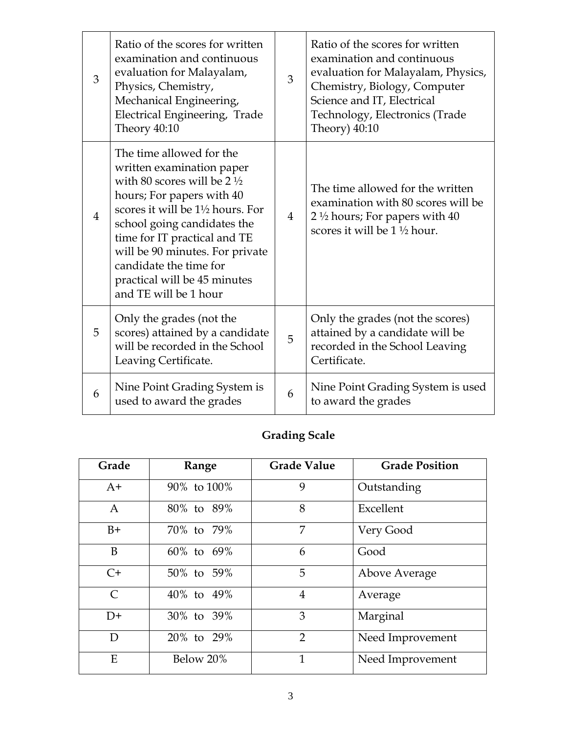| 3 | Ratio of the scores for written examination and continuous evaluation for Malayalam, Physics, Chemistry, Mechanical Engineering, Electrical Engineering, Trade Theory 40:10 | 3 | Ratio of the scores for written examination and continuous evaluation for Malayalam, Physics, Chemistry, Biology, Computer Science and IT, Electrical Technology, Electronics (Trade Theory) 40:10 |
|---|---|---|---|
| 4 | The time allowed for the written examination paper with 80 scores will be 2 ½ hours; For papers with 40 scores it will be 1½ hours. For school going candidates the time for IT practical and TE will be 90 minutes. For private candidate the time for practical will be 45 minutes and TE will be 1 hour | 4 | The time allowed for the written examination with 80 scores will be 2 ½ hours; For papers with 40 scores it will be 1 ½ hour. |
| 5 | Only the grades (not the scores) attained by a candidate will be recorded in the School Leaving Certificate. | 5 | Only the grades (not the scores) attained by a candidate will be recorded in the School Leaving Certificate. |
| 6 | Nine Point Grading System is used to award the grades | 6 | Nine Point Grading System is used to award the grades |

## Grading Scale

| Grade | Range | Grade Value | Grade Position |
|---|---|---|---|
| A+ | 90% to 100% | 9 | Outstanding |
| A | 80% to 89% | 8 | Excellent |
| B+ | 70% to 79% | 7 | Very Good |
| B | 60% to 69% | 6 | Good |
| C+ | 50% to 59% | 5 | Above Average |
| C | 40% to 49% | 4 | Average |
| D+ | 30% to 39% | 3 | Marginal |
| D | 20% to 29% | 2 | Need Improvement |
| E | Below 20% | 1 | Need Improvement |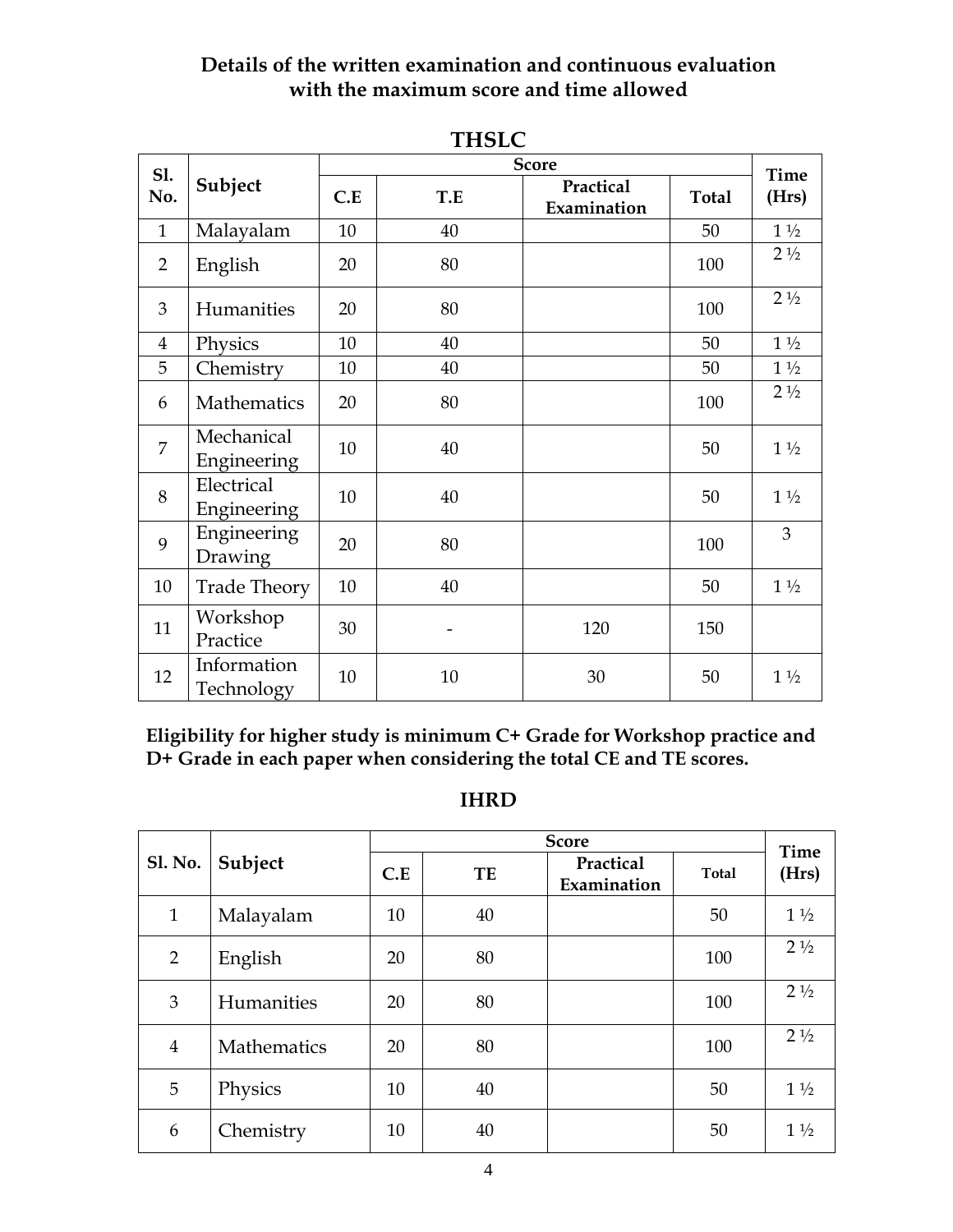## Details of the written examination and continuous evaluation with the maximum score and time allowed

### THSLC

| Sl. No. | Subject | Score | | | | Time (Hrs) |
|---|---|---|---|---|---|---|
| | | C.E | T.E | Practical Examination | Total | |
| 1 | Malayalam | 10 | 40 | | 50 | 1 ½ |
| 2 | English | 20 | 80 | | 100 | 2 ½ |
| 3 | Humanities | 20 | 80 | | 100 | 2 ½ |
| 4 | Physics | 10 | 40 | | 50 | 1 ½ |
| 5 | Chemistry | 10 | 40 | | 50 | 1 ½ |
| 6 | Mathematics | 20 | 80 | | 100 | 2 ½ |
| 7 | Mechanical Engineering | 10 | 40 | | 50 | 1 ½ |
| 8 | Electrical Engineering | 10 | 40 | | 50 | 1 ½ |
| 9 | Engineering Drawing | 20 | 80 | | 100 | 3 |
| 10 | Trade Theory | 10 | 40 | | 50 | 1 ½ |
| 11 | Workshop Practice | 30 | - | 120 | 150 | |
| 12 | Information Technology | 10 | 10 | 30 | 50 | 1 ½ |

**Eligibility for higher study is minimum C+ Grade for Workshop practice and D+ Grade in each paper when considering the total CE and TE scores.**

### IHRD

| Sl. No. | Subject | Score | | | | Time (Hrs) |
|---|---|---|---|---|---|---|
| | | C.E | TE | Practical Examination | Total | |
| 1 | Malayalam | 10 | 40 | | 50 | 1 ½ |
| 2 | English | 20 | 80 | | 100 | 2 ½ |
| 3 | Humanities | 20 | 80 | | 100 | 2 ½ |
| 4 | Mathematics | 20 | 80 | | 100 | 2 ½ |
| 5 | Physics | 10 | 40 | | 50 | 1 ½ |
| 6 | Chemistry | 10 | 40 | | 50 | 1 ½ |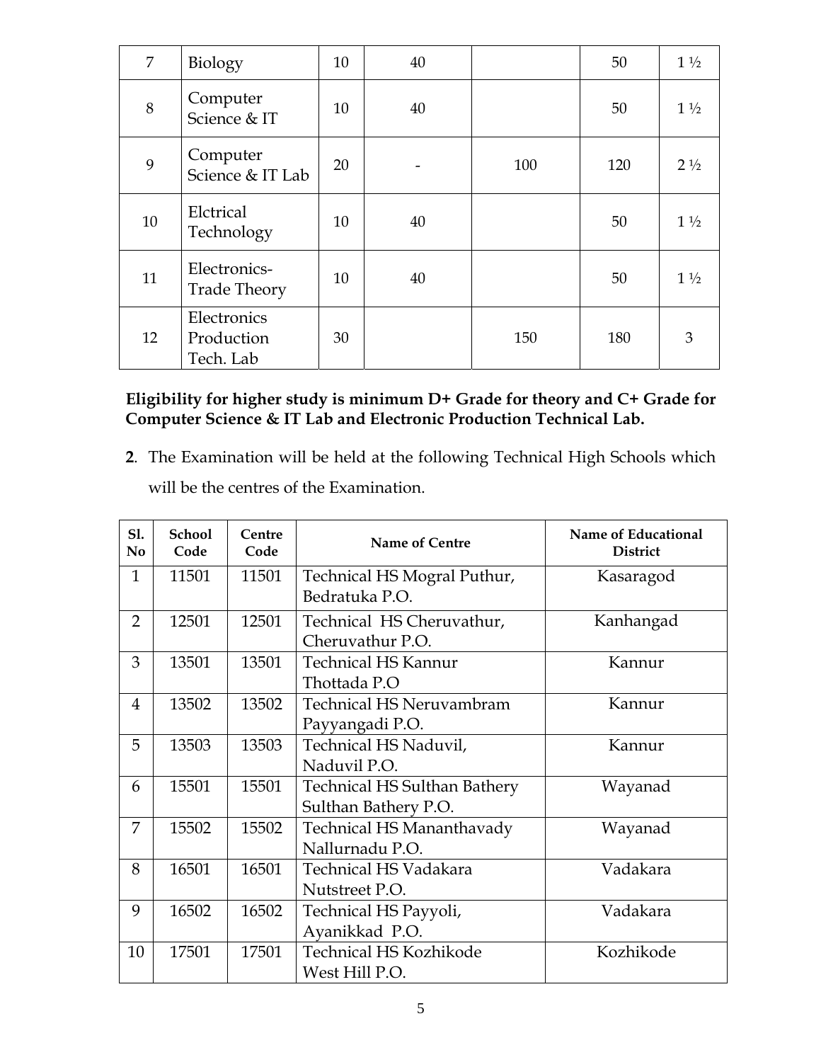| 7 | Biology | 10 | 40 | | 50 | 1 ½ |
|---|---|---|---|---|---|---|
| 8 | Computer Science & IT | 10 | 40 | | 50 | 1 ½ |
| 9 | Computer Science & IT Lab | 20 | - | 100 | 120 | 2 ½ |
| 10 | Elctrical Technology | 10 | 40 | | 50 | 1 ½ |
| 11 | Electronics-Trade Theory | 10 | 40 | | 50 | 1 ½ |
| 12 | Electronics Production Tech. Lab | 30 | | 150 | 180 | 3 |

**Eligibility for higher study is minimum D+ Grade for theory and C+ Grade for Computer Science & IT Lab and Electronic Production Technical Lab.**

**2**. The Examination will be held at the following Technical High Schools which will be the centres of the Examination.

| Sl. No | School Code | Centre Code | Name of Centre | Name of Educational District |
|---|---|---|---|---|
| 1 | 11501 | 11501 | Technical HS Mogral Puthur, Bedratuka P.O. | Kasaragod |
| 2 | 12501 | 12501 | Technical HS Cheruvathur, Cheruvathur P.O. | Kanhangad |
| 3 | 13501 | 13501 | Technical HS Kannur Thottada P.O | Kannur |
| 4 | 13502 | 13502 | Technical HS Neruvambram Payyangadi P.O. | Kannur |
| 5 | 13503 | 13503 | Technical HS Naduvil, Naduvil P.O. | Kannur |
| 6 | 15501 | 15501 | Technical HS Sulthan Bathery Sulthan Bathery P.O. | Wayanad |
| 7 | 15502 | 15502 | Technical HS Mananthavady Nallurnadu P.O. | Wayanad |
| 8 | 16501 | 16501 | Technical HS Vadakara Nutstreet P.O. | Vadakara |
| 9 | 16502 | 16502 | Technical HS Payyoli, Ayanikkad P.O. | Vadakara |
| 10 | 17501 | 17501 | Technical HS Kozhikode West Hill P.O. | Kozhikode |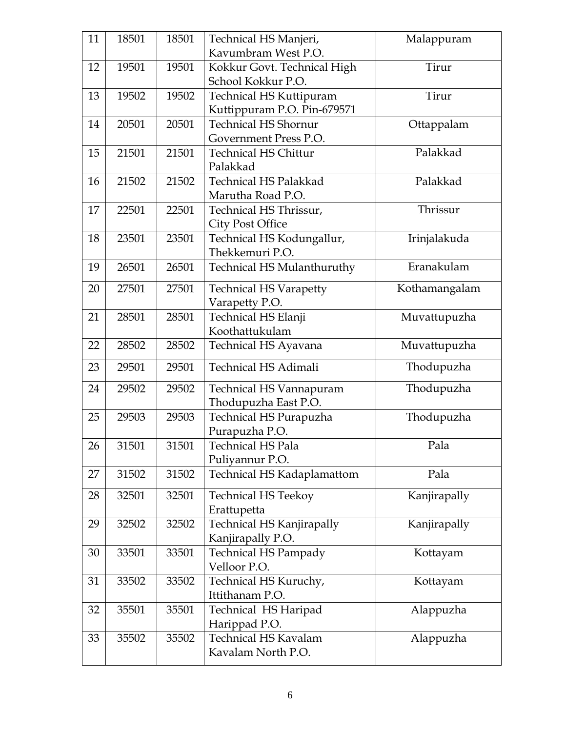| 11 | 18501 | 18501 | Technical HS Manjeri, Kavumbram West P.O. | Malappuram |
|---|---|---|---|---|
| 12 | 19501 | 19501 | Kokkur Govt. Technical High School Kokkur P.O. | Tirur |
| 13 | 19502 | 19502 | Technical HS Kuttipuram Kuttippuram P.O. Pin-679571 | Tirur |
| 14 | 20501 | 20501 | Technical HS Shornur Government Press P.O. | Ottappalam |
| 15 | 21501 | 21501 | Technical HS Chittur Palakkad | Palakkad |
| 16 | 21502 | 21502 | Technical HS Palakkad Marutha Road P.O. | Palakkad |
| 17 | 22501 | 22501 | Technical HS Thrissur, City Post Office | Thrissur |
| 18 | 23501 | 23501 | Technical HS Kodungallur, Thekkemuri P.O. | Irinjalakuda |
| 19 | 26501 | 26501 | Technical HS Mulanthuruthy | Eranakulam |
| 20 | 27501 | 27501 | Technical HS Varapetty Varapetty P.O. | Kothamangalam |
| 21 | 28501 | 28501 | Technical HS Elanji Koothattukulam | Muvattupuzha |
| 22 | 28502 | 28502 | Technical HS Ayavana | Muvattupuzha |
| 23 | 29501 | 29501 | Technical HS Adimali | Thodupuzha |
| 24 | 29502 | 29502 | Technical HS Vannapuram Thodupuzha East P.O. | Thodupuzha |
| 25 | 29503 | 29503 | Technical HS Purapuzha Purapuzha P.O. | Thodupuzha |
| 26 | 31501 | 31501 | Technical HS Pala Puliyannur P.O. | Pala |
| 27 | 31502 | 31502 | Technical HS Kadaplamattom | Pala |
| 28 | 32501 | 32501 | Technical HS Teekoy Erattupetta | Kanjirapally |
| 29 | 32502 | 32502 | Technical HS Kanjirapally Kanjirapally P.O. | Kanjirapally |
| 30 | 33501 | 33501 | Technical HS Pampady Velloor P.O. | Kottayam |
| 31 | 33502 | 33502 | Technical HS Kuruchy, Ittithanam P.O. | Kottayam |
| 32 | 35501 | 35501 | Technical HS Haripad Harippad P.O. | Alappuzha |
| 33 | 35502 | 35502 | Technical HS Kavalam Kavalam North P.O. | Alappuzha |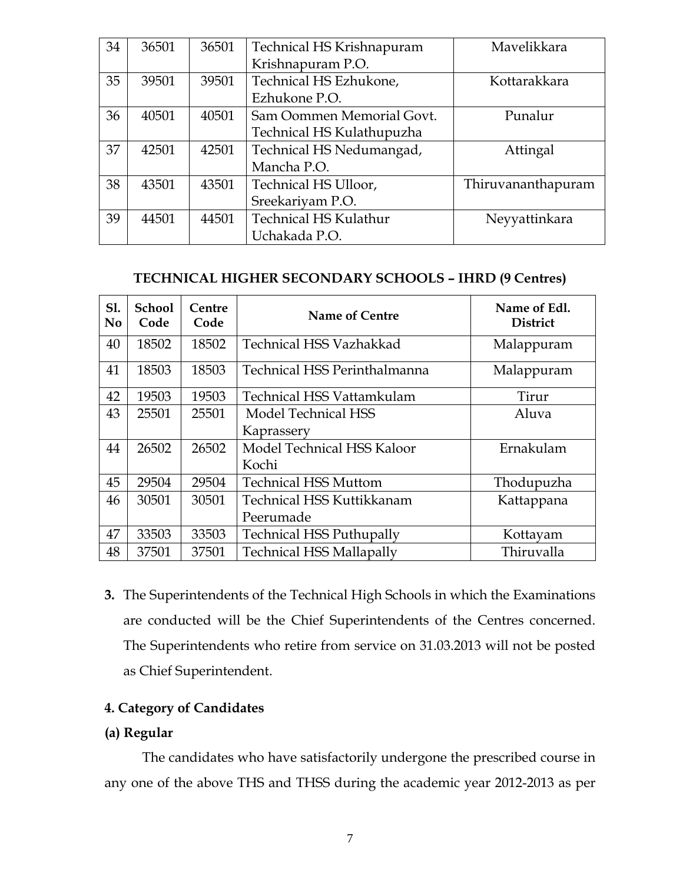| 34 | 36501 | 36501 | Technical HS Krishnapuram Krishnapuram P.O. | Mavelikkara |
|---|---|---|---|---|
| 35 | 39501 | 39501 | Technical HS Ezhukone, Ezhukone P.O. | Kottarakkara |
| 36 | 40501 | 40501 | Sam Oommen Memorial Govt. Technical HS Kulathupuzha | Punalur |
| 37 | 42501 | 42501 | Technical HS Nedumangad, Mancha P.O. | Attingal |
| 38 | 43501 | 43501 | Technical HS Ulloor, Sreekariyam P.O. | Thiruvananthapuram |
| 39 | 44501 | 44501 | Technical HS Kulathur Uchakada P.O. | Neyyattinkara |

**TECHNICAL HIGHER SECONDARY SCHOOLS – IHRD (9 Centres)**

| Sl. No | School Code | Centre Code | Name of Centre | Name of Edl. District |
|---|---|---|---|---|
| 40 | 18502 | 18502 | Technical HSS Vazhakkad | Malappuram |
| 41 | 18503 | 18503 | Technical HSS Perinthalmanna | Malappuram |
| 42 | 19503 | 19503 | Technical HSS Vattamkulam | Tirur |
| 43 | 25501 | 25501 | Model Technical HSS Kaprassery | Aluva |
| 44 | 26502 | 26502 | Model Technical HSS Kaloor Kochi | Ernakulam |
| 45 | 29504 | 29504 | Technical HSS Muttom | Thodupuzha |
| 46 | 30501 | 30501 | Technical HSS Kuttikkanam Peerumade | Kattappana |
| 47 | 33503 | 33503 | Technical HSS Puthupally | Kottayam |
| 48 | 37501 | 37501 | Technical HSS Mallapally | Thiruvalla |

**3.** The Superintendents of the Technical High Schools in which the Examinations are conducted will be the Chief Superintendents of the Centres concerned. The Superintendents who retire from service on 31.03.2013 will not be posted as Chief Superintendent.

**4. Category of Candidates**

**(a) Regular**

The candidates who have satisfactorily undergone the prescribed course in any one of the above THS and THSS during the academic year 2012-2013 as per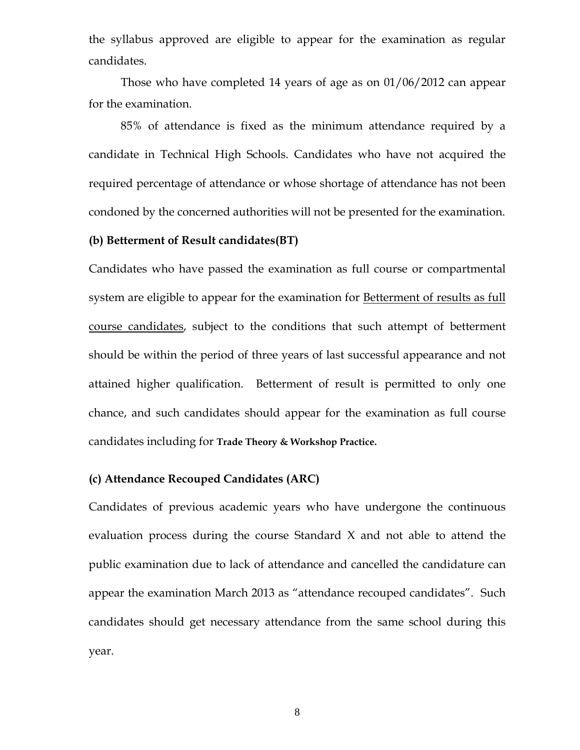the syllabus approved are eligible to appear for the examination as regular candidates.

Those who have completed 14 years of age as on 01/06/2012 can appear for the examination.

85% of attendance is fixed as the minimum attendance required by a candidate in Technical High Schools. Candidates who have not acquired the required percentage of attendance or whose shortage of attendance has not been condoned by the concerned authorities will not be presented for the examination.

**(b) Betterment of Result candidates(BT)**

Candidates who have passed the examination as full course or compartmental system are eligible to appear for the examination for <u>Betterment of results as full course candidates</u>, subject to the conditions that such attempt of betterment should be within the period of three years of last successful appearance and not attained higher qualification. Betterment of result is permitted to only one chance, and such candidates should appear for the examination as full course candidates including for **Trade Theory & Workshop Practice.**

**(c) Attendance Recouped Candidates (ARC)**

Candidates of previous academic years who have undergone the continuous evaluation process during the course Standard X and not able to attend the public examination due to lack of attendance and cancelled the candidature can appear the examination March 2013 as "attendance recouped candidates". Such candidates should get necessary attendance from the same school during this year.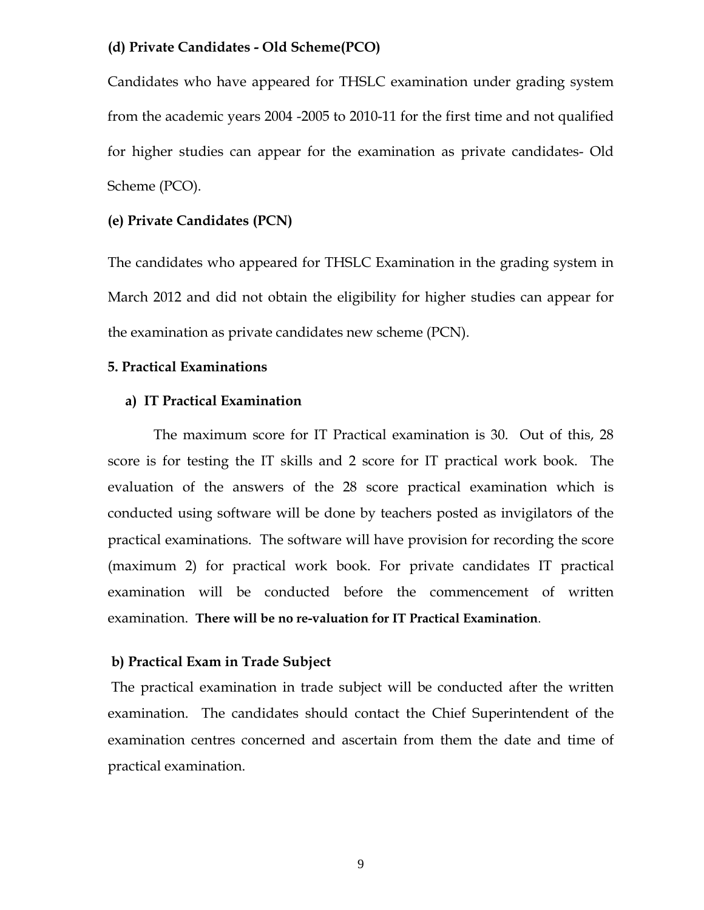**(d) Private Candidates - Old Scheme(PCO)**

Candidates who have appeared for THSLC examination under grading system from the academic years 2004 -2005 to 2010-11 for the first time and not qualified for higher studies can appear for the examination as private candidates- Old Scheme (PCO).

**(e) Private Candidates (PCN)**

The candidates who appeared for THSLC Examination in the grading system in March 2012 and did not obtain the eligibility for higher studies can appear for the examination as private candidates new scheme (PCN).

**5. Practical Examinations**

**a) IT Practical Examination**

The maximum score for IT Practical examination is 30. Out of this, 28 score is for testing the IT skills and 2 score for IT practical work book. The evaluation of the answers of the 28 score practical examination which is conducted using software will be done by teachers posted as invigilators of the practical examinations. The software will have provision for recording the score (maximum 2) for practical work book. For private candidates IT practical examination will be conducted before the commencement of written examination. **There will be no re-valuation for IT Practical Examination**.

**b) Practical Exam in Trade Subject**

The practical examination in trade subject will be conducted after the written examination. The candidates should contact the Chief Superintendent of the examination centres concerned and ascertain from them the date and time of practical examination.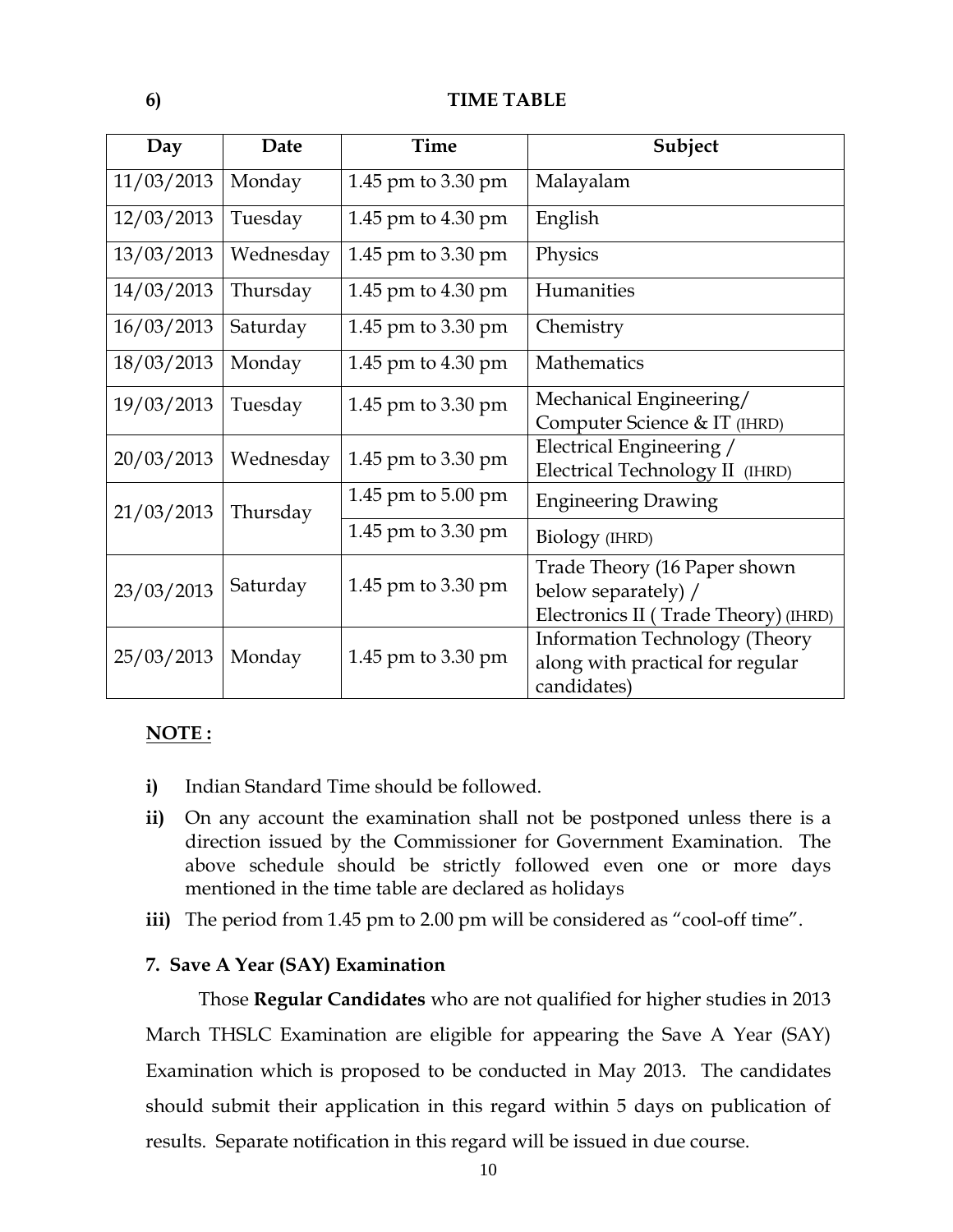## 6) TIME TABLE

| Day | Date | Time | Subject |
|---|---|---|---|
| 11/03/2013 | Monday | 1.45 pm to 3.30 pm | Malayalam |
| 12/03/2013 | Tuesday | 1.45 pm to 4.30 pm | English |
| 13/03/2013 | Wednesday | 1.45 pm to 3.30 pm | Physics |
| 14/03/2013 | Thursday | 1.45 pm to 4.30 pm | Humanities |
| 16/03/2013 | Saturday | 1.45 pm to 3.30 pm | Chemistry |
| 18/03/2013 | Monday | 1.45 pm to 4.30 pm | Mathematics |
| 19/03/2013 | Tuesday | 1.45 pm to 3.30 pm | Mechanical Engineering/ Computer Science & IT (IHRD) |
| 20/03/2013 | Wednesday | 1.45 pm to 3.30 pm | Electrical Engineering / Electrical Technology II (IHRD) |
| 21/03/2013 | Thursday | 1.45 pm to 5.00 pm | Engineering Drawing |
| | | 1.45 pm to 3.30 pm | Biology (IHRD) |
| 23/03/2013 | Saturday | 1.45 pm to 3.30 pm | Trade Theory (16 Paper shown below separately) / Electronics II ( Trade Theory) (IHRD) |
| 25/03/2013 | Monday | 1.45 pm to 3.30 pm | Information Technology (Theory along with practical for regular candidates) |

**NOTE :**

**i)** Indian Standard Time should be followed.

**ii)** On any account the examination shall not be postponed unless there is a direction issued by the Commissioner for Government Examination. The above schedule should be strictly followed even one or more days mentioned in the time table are declared as holidays

**iii)** The period from 1.45 pm to 2.00 pm will be considered as "cool-off time".

### 7. Save A Year (SAY) Examination

Those **Regular Candidates** who are not qualified for higher studies in 2013 March THSLC Examination are eligible for appearing the Save A Year (SAY) Examination which is proposed to be conducted in May 2013. The candidates should submit their application in this regard within 5 days on publication of results. Separate notification in this regard will be issued in due course.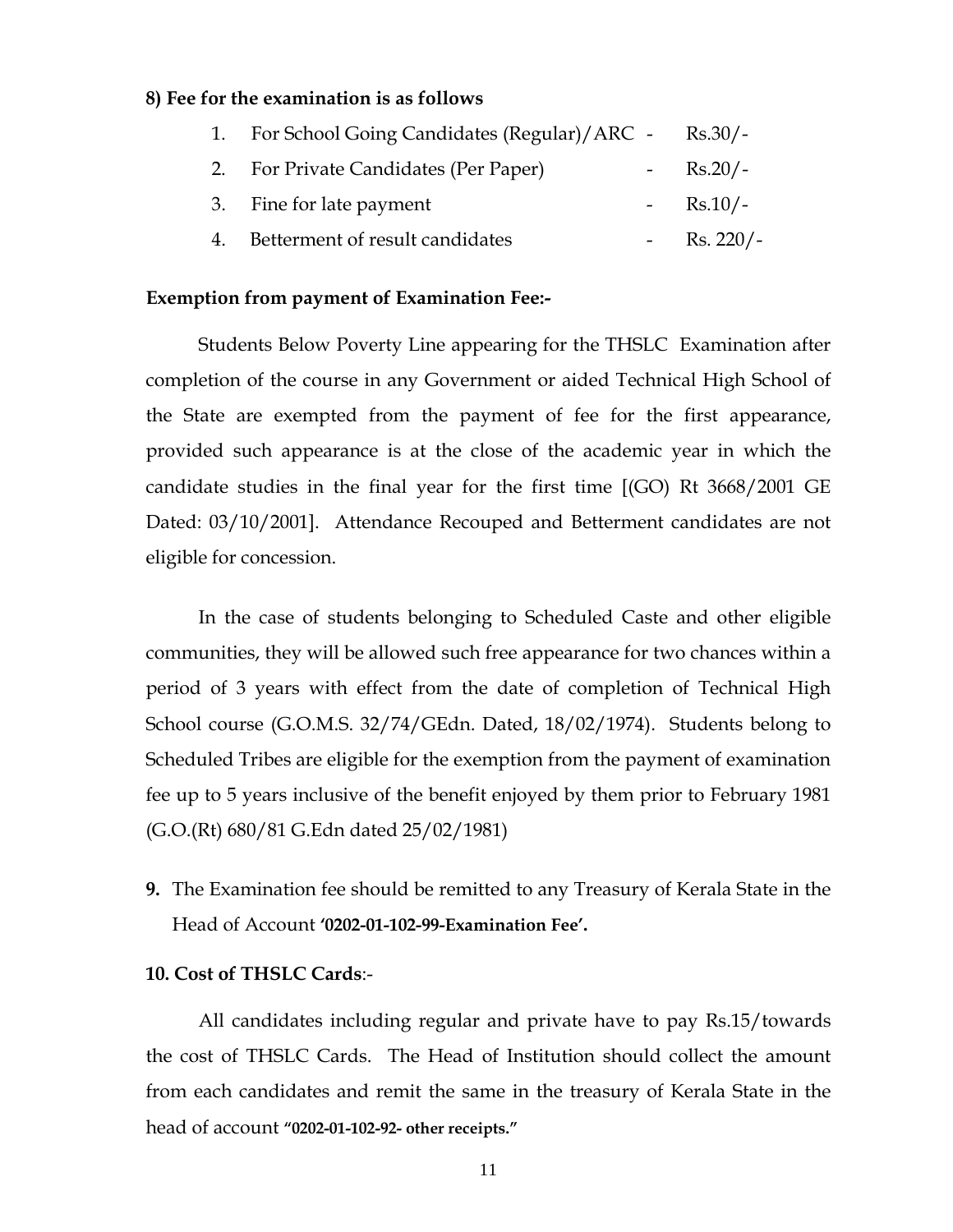**8) Fee for the examination is as follows**

1. For School Going Candidates (Regular)/ARC - Rs.30/-
2. For Private Candidates (Per Paper) - Rs.20/-
3. Fine for late payment - Rs.10/-
4. Betterment of result candidates - Rs. 220/-

**Exemption from payment of Examination Fee:-**

Students Below Poverty Line appearing for the THSLC Examination after completion of the course in any Government or aided Technical High School of the State are exempted from the payment of fee for the first appearance, provided such appearance is at the close of the academic year in which the candidate studies in the final year for the first time [(GO) Rt 3668/2001 GE Dated: 03/10/2001]. Attendance Recouped and Betterment candidates are not eligible for concession.

In the case of students belonging to Scheduled Caste and other eligible communities, they will be allowed such free appearance for two chances within a period of 3 years with effect from the date of completion of Technical High School course (G.O.M.S. 32/74/GEdn. Dated, 18/02/1974). Students belong to Scheduled Tribes are eligible for the exemption from the payment of examination fee up to 5 years inclusive of the benefit enjoyed by them prior to February 1981 (G.O.(Rt) 680/81 G.Edn dated 25/02/1981)

**9.** The Examination fee should be remitted to any Treasury of Kerala State in the Head of Account **'0202-01-102-99-Examination Fee'.**

**10. Cost of THSLC Cards**:-

All candidates including regular and private have to pay Rs.15/towards the cost of THSLC Cards. The Head of Institution should collect the amount from each candidates and remit the same in the treasury of Kerala State in the head of account **"0202-01-102-92- other receipts."**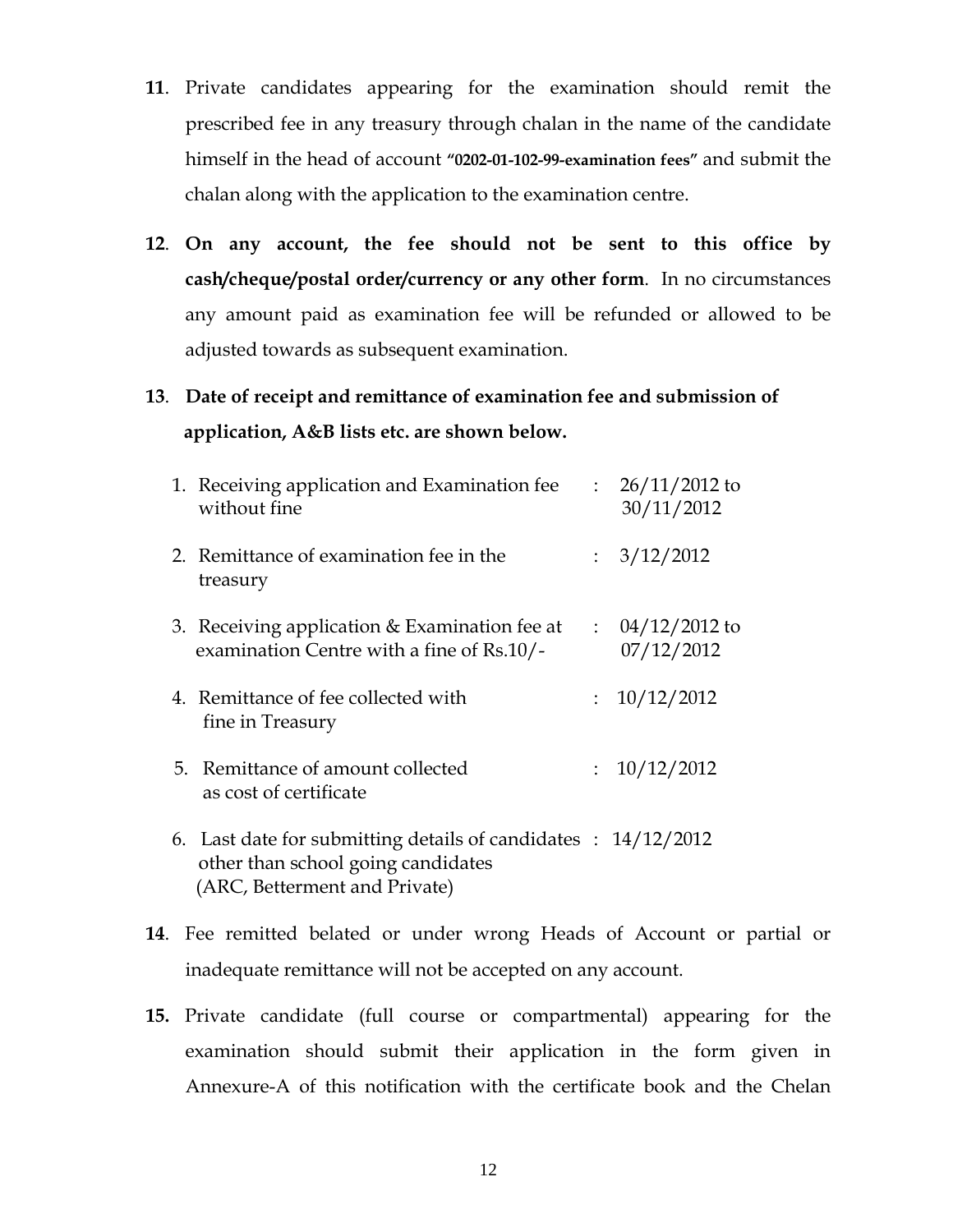**11**. Private candidates appearing for the examination should remit the prescribed fee in any treasury through chalan in the name of the candidate himself in the head of account **"0202-01-102-99-examination fees"** and submit the chalan along with the application to the examination centre.

**12**. **On any account, the fee should not be sent to this office by cash/cheque/postal order/currency or any other form**. In no circumstances any amount paid as examination fee will be refunded or allowed to be adjusted towards as subsequent examination.

**13**. **Date of receipt and remittance of examination fee and submission of application, A&B lists etc. are shown below.**

1. Receiving application and Examination fee without fine : 26/11/2012 to 30/11/2012
2. Remittance of examination fee in the treasury : 3/12/2012
3. Receiving application & Examination fee at examination Centre with a fine of Rs.10/- : 04/12/2012 to 07/12/2012
4. Remittance of fee collected with fine in Treasury : 10/12/2012
5. Remittance of amount collected as cost of certificate : 10/12/2012
6. Last date for submitting details of candidates other than school going candidates (ARC, Betterment and Private) : 14/12/2012

**14**. Fee remitted belated or under wrong Heads of Account or partial or inadequate remittance will not be accepted on any account.

**15.** Private candidate (full course or compartmental) appearing for the examination should submit their application in the form given in Annexure-A of this notification with the certificate book and the Chelan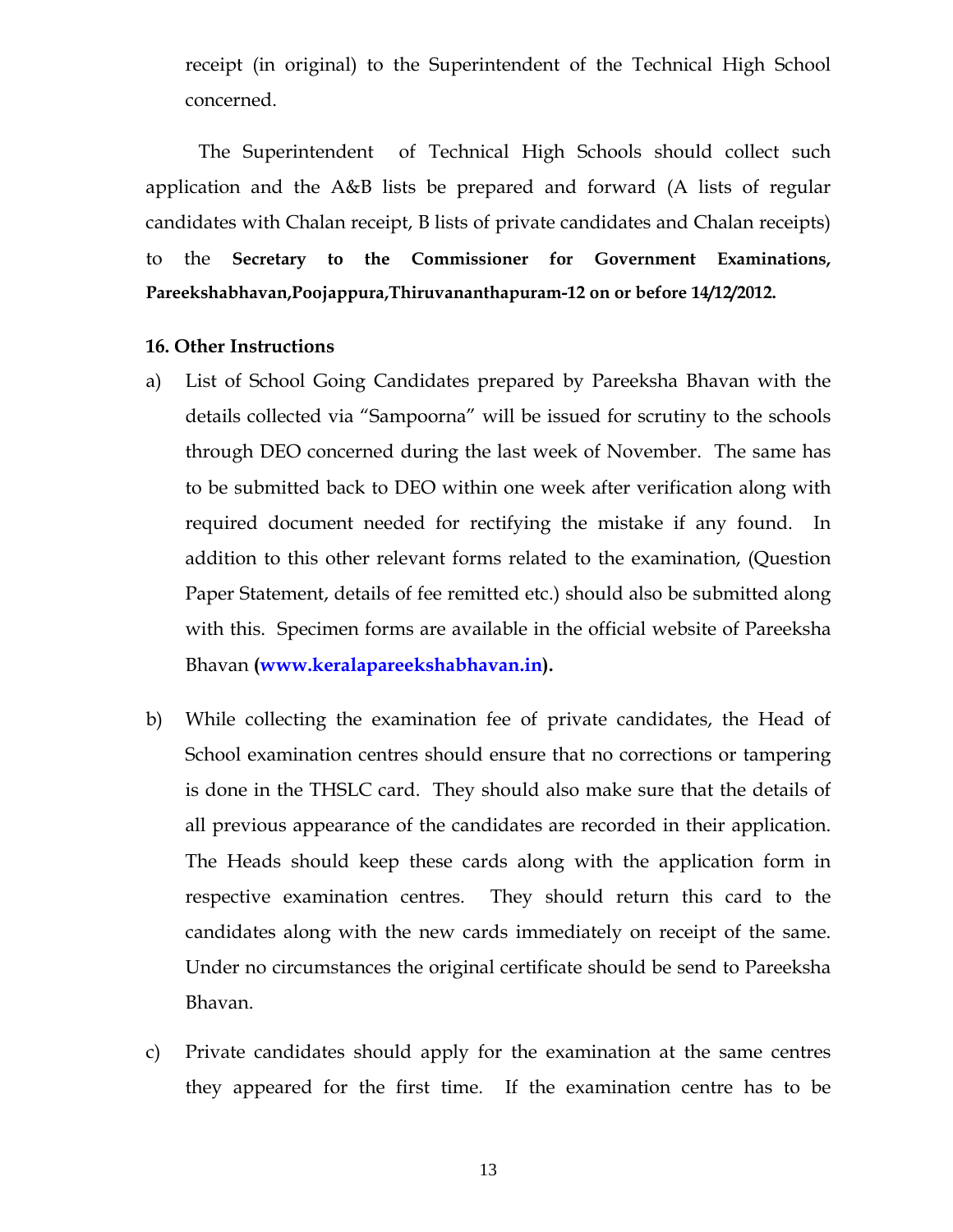receipt (in original) to the Superintendent of the Technical High School concerned.

The Superintendent of Technical High Schools should collect such application and the A&B lists be prepared and forward (A lists of regular candidates with Chalan receipt, B lists of private candidates and Chalan receipts) to the **Secretary to the Commissioner for Government Examinations, Pareekshabhavan,Poojappura,Thiruvananthapuram-12 on or before 14/12/2012.**

**16. Other Instructions**

a) List of School Going Candidates prepared by Pareeksha Bhavan with the details collected via "Sampoorna" will be issued for scrutiny to the schools through DEO concerned during the last week of November. The same has to be submitted back to DEO within one week after verification along with required document needed for rectifying the mistake if any found. In addition to this other relevant forms related to the examination, (Question Paper Statement, details of fee remitted etc.) should also be submitted along with this. Specimen forms are available in the official website of Pareeksha Bhavan **(www.keralapareekshabhavan.in).**

b) While collecting the examination fee of private candidates, the Head of School examination centres should ensure that no corrections or tampering is done in the THSLC card. They should also make sure that the details of all previous appearance of the candidates are recorded in their application. The Heads should keep these cards along with the application form in respective examination centres. They should return this card to the candidates along with the new cards immediately on receipt of the same. Under no circumstances the original certificate should be send to Pareeksha Bhavan.

c) Private candidates should apply for the examination at the same centres they appeared for the first time. If the examination centre has to be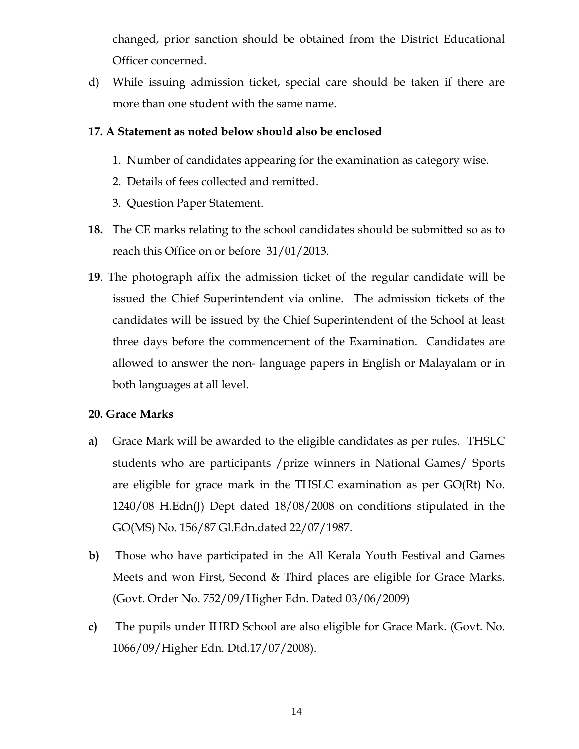changed, prior sanction should be obtained from the District Educational Officer concerned.

d) While issuing admission ticket, special care should be taken if there are more than one student with the same name.

**17. A Statement as noted below should also be enclosed**

1. Number of candidates appearing for the examination as category wise.
2. Details of fees collected and remitted.
3. Question Paper Statement.

**18.** The CE marks relating to the school candidates should be submitted so as to reach this Office on or before 31/01/2013.

**19**. The photograph affix the admission ticket of the regular candidate will be issued the Chief Superintendent via online. The admission tickets of the candidates will be issued by the Chief Superintendent of the School at least three days before the commencement of the Examination. Candidates are allowed to answer the non- language papers in English or Malayalam or in both languages at all level.

**20. Grace Marks**

**a)** Grace Mark will be awarded to the eligible candidates as per rules. THSLC students who are participants /prize winners in National Games/ Sports are eligible for grace mark in the THSLC examination as per GO(Rt) No. 1240/08 H.Edn(J) Dept dated 18/08/2008 on conditions stipulated in the GO(MS) No. 156/87 Gl.Edn.dated 22/07/1987.

**b)** Those who have participated in the All Kerala Youth Festival and Games Meets and won First, Second & Third places are eligible for Grace Marks. (Govt. Order No. 752/09/Higher Edn. Dated 03/06/2009)

**c)** The pupils under IHRD School are also eligible for Grace Mark. (Govt. No. 1066/09/Higher Edn. Dtd.17/07/2008).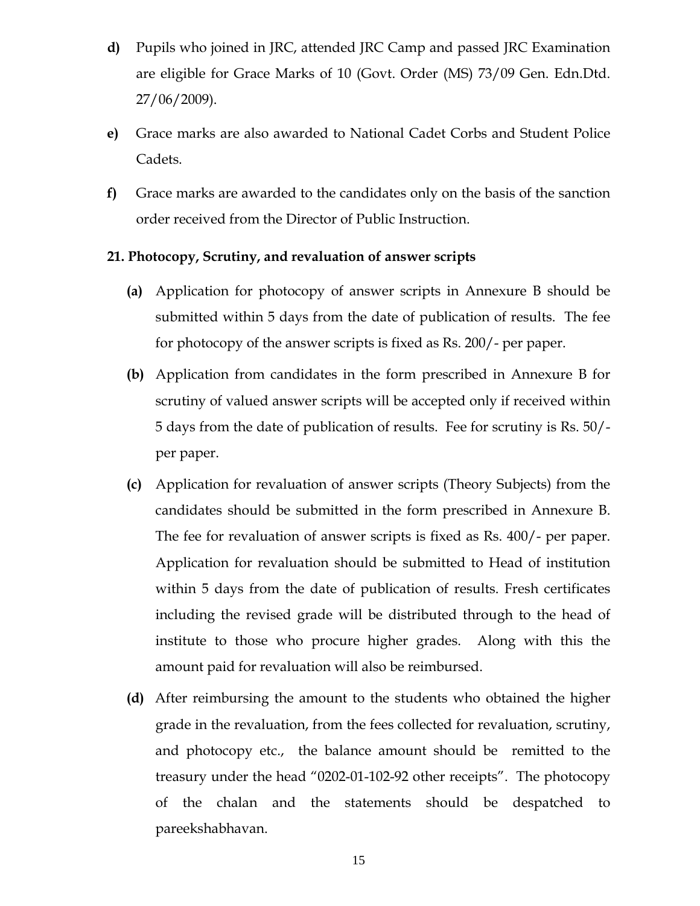**d)** Pupils who joined in JRC, attended JRC Camp and passed JRC Examination are eligible for Grace Marks of 10 (Govt. Order (MS) 73/09 Gen. Edn.Dtd. 27/06/2009).

**e)** Grace marks are also awarded to National Cadet Corbs and Student Police Cadets.

**f)** Grace marks are awarded to the candidates only on the basis of the sanction order received from the Director of Public Instruction.

**21. Photocopy, Scrutiny, and revaluation of answer scripts**

**(a)** Application for photocopy of answer scripts in Annexure B should be submitted within 5 days from the date of publication of results. The fee for photocopy of the answer scripts is fixed as Rs. 200/- per paper.

**(b)** Application from candidates in the form prescribed in Annexure B for scrutiny of valued answer scripts will be accepted only if received within 5 days from the date of publication of results. Fee for scrutiny is Rs. 50/- per paper.

**(c)** Application for revaluation of answer scripts (Theory Subjects) from the candidates should be submitted in the form prescribed in Annexure B. The fee for revaluation of answer scripts is fixed as Rs. 400/- per paper. Application for revaluation should be submitted to Head of institution within 5 days from the date of publication of results. Fresh certificates including the revised grade will be distributed through to the head of institute to those who procure higher grades. Along with this the amount paid for revaluation will also be reimbursed.

**(d)** After reimbursing the amount to the students who obtained the higher grade in the revaluation, from the fees collected for revaluation, scrutiny, and photocopy etc., the balance amount should be remitted to the treasury under the head "0202-01-102-92 other receipts". The photocopy of the chalan and the statements should be despatched to pareekshabhavan.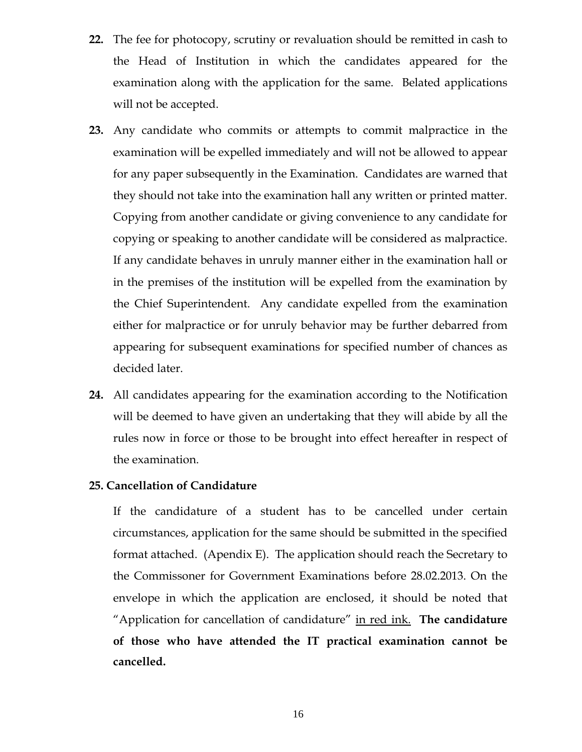**22.** The fee for photocopy, scrutiny or revaluation should be remitted in cash to the Head of Institution in which the candidates appeared for the examination along with the application for the same. Belated applications will not be accepted.

**23.** Any candidate who commits or attempts to commit malpractice in the examination will be expelled immediately and will not be allowed to appear for any paper subsequently in the Examination. Candidates are warned that they should not take into the examination hall any written or printed matter. Copying from another candidate or giving convenience to any candidate for copying or speaking to another candidate will be considered as malpractice. If any candidate behaves in unruly manner either in the examination hall or in the premises of the institution will be expelled from the examination by the Chief Superintendent. Any candidate expelled from the examination either for malpractice or for unruly behavior may be further debarred from appearing for subsequent examinations for specified number of chances as decided later.

**24.** All candidates appearing for the examination according to the Notification will be deemed to have given an undertaking that they will abide by all the rules now in force or those to be brought into effect hereafter in respect of the examination.

**25. Cancellation of Candidature**

If the candidature of a student has to be cancelled under certain circumstances, application for the same should be submitted in the specified format attached. (Apendix E). The application should reach the Secretary to the Commissoner for Government Examinations before 28.02.2013. On the envelope in which the application are enclosed, it should be noted that "Application for cancellation of candidature" <u>in red ink.</u> **The candidature of those who have attended the IT practical examination cannot be cancelled.**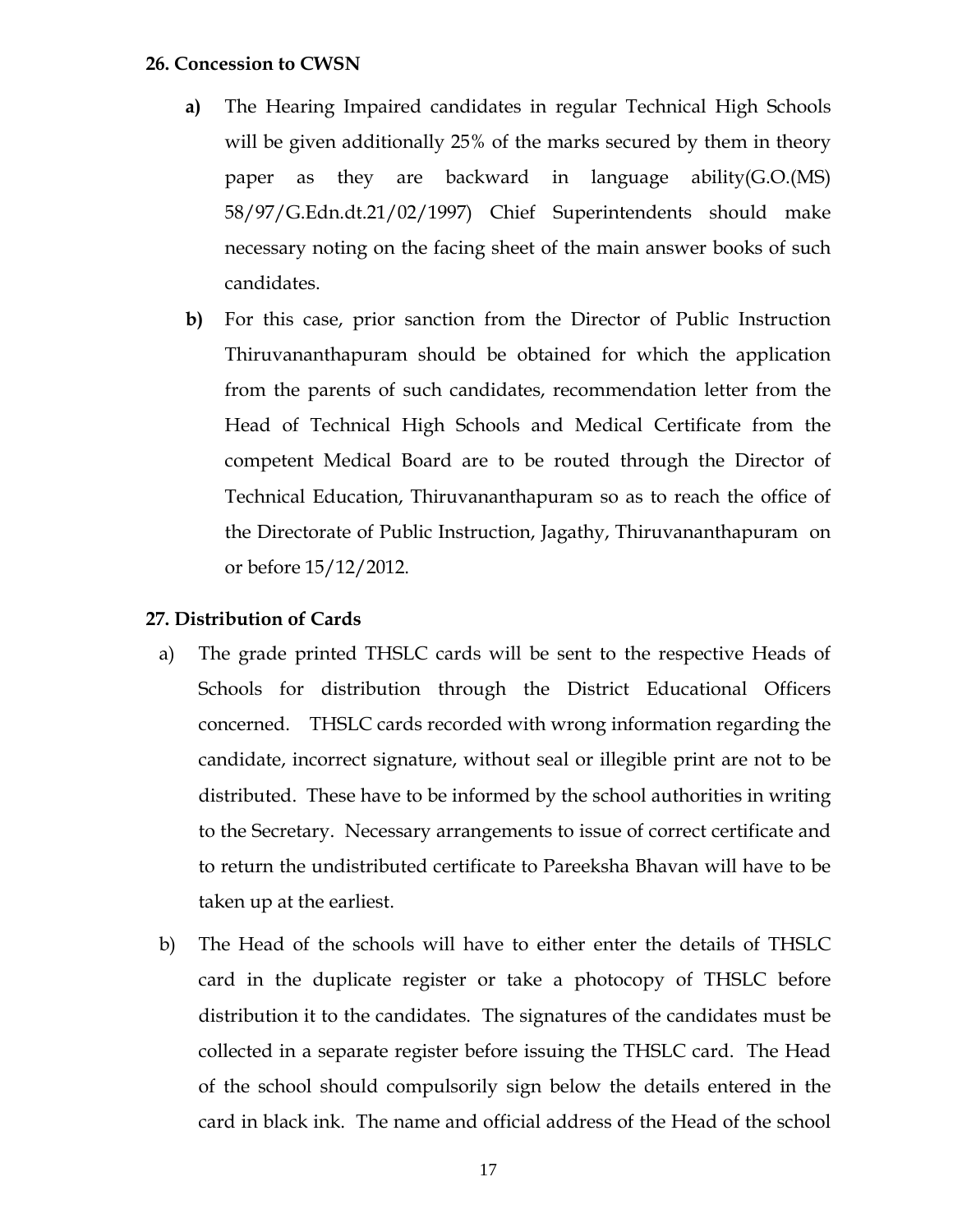**26. Concession to CWSN**

**a)** The Hearing Impaired candidates in regular Technical High Schools will be given additionally 25% of the marks secured by them in theory paper as they are backward in language ability(G.O.(MS) 58/97/G.Edn.dt.21/02/1997) Chief Superintendents should make necessary noting on the facing sheet of the main answer books of such candidates.

**b)** For this case, prior sanction from the Director of Public Instruction Thiruvananthapuram should be obtained for which the application from the parents of such candidates, recommendation letter from the Head of Technical High Schools and Medical Certificate from the competent Medical Board are to be routed through the Director of Technical Education, Thiruvananthapuram so as to reach the office of the Directorate of Public Instruction, Jagathy, Thiruvananthapuram on or before 15/12/2012.

**27. Distribution of Cards**

a) The grade printed THSLC cards will be sent to the respective Heads of Schools for distribution through the District Educational Officers concerned. THSLC cards recorded with wrong information regarding the candidate, incorrect signature, without seal or illegible print are not to be distributed. These have to be informed by the school authorities in writing to the Secretary. Necessary arrangements to issue of correct certificate and to return the undistributed certificate to Pareeksha Bhavan will have to be taken up at the earliest.

b) The Head of the schools will have to either enter the details of THSLC card in the duplicate register or take a photocopy of THSLC before distribution it to the candidates. The signatures of the candidates must be collected in a separate register before issuing the THSLC card. The Head of the school should compulsorily sign below the details entered in the card in black ink. The name and official address of the Head of the school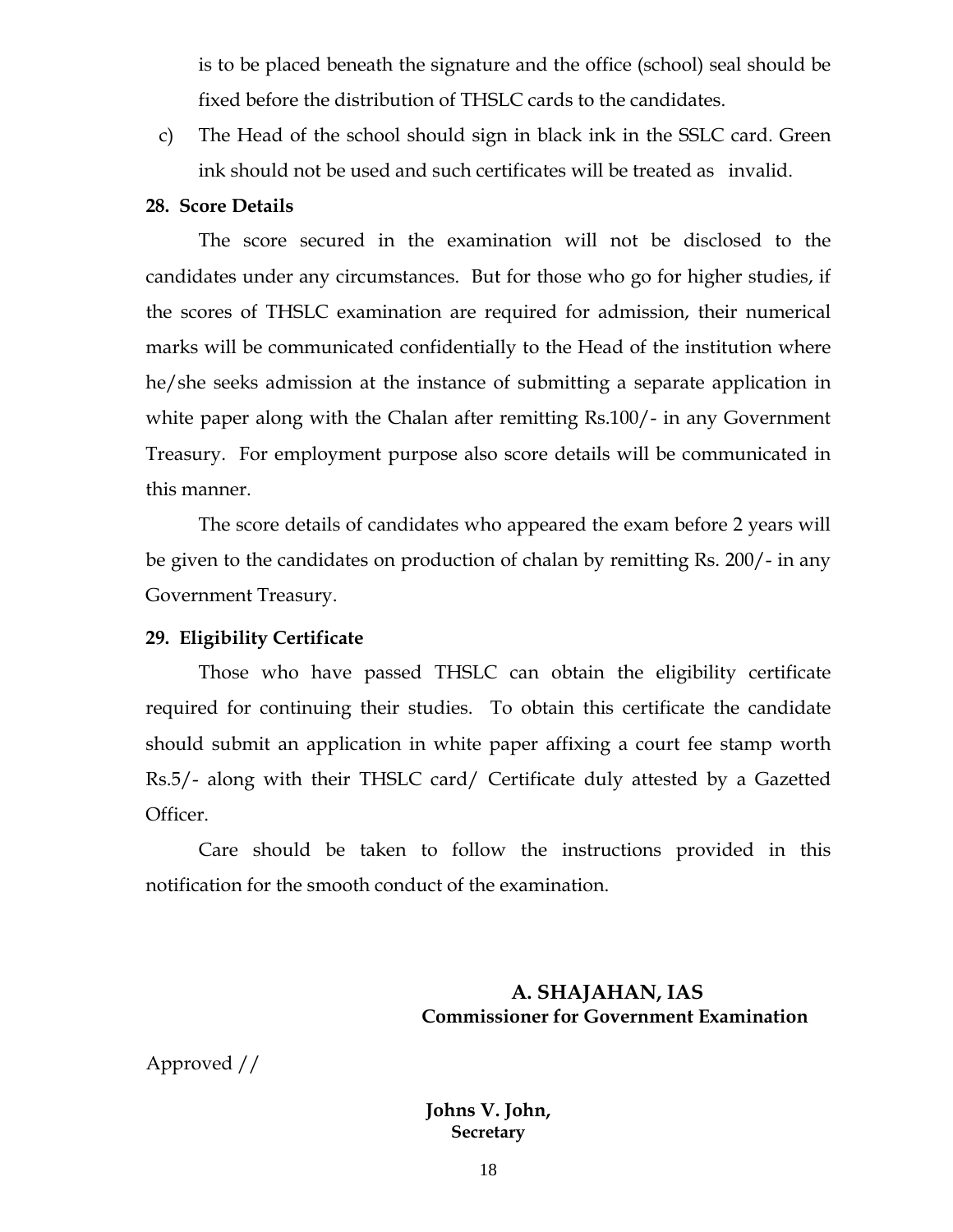is to be placed beneath the signature and the office (school) seal should be fixed before the distribution of THSLC cards to the candidates.

c) The Head of the school should sign in black ink in the SSLC card. Green ink should not be used and such certificates will be treated as invalid.

**28. Score Details**

The score secured in the examination will not be disclosed to the candidates under any circumstances. But for those who go for higher studies, if the scores of THSLC examination are required for admission, their numerical marks will be communicated confidentially to the Head of the institution where he/she seeks admission at the instance of submitting a separate application in white paper along with the Chalan after remitting Rs.100/- in any Government Treasury. For employment purpose also score details will be communicated in this manner.

The score details of candidates who appeared the exam before 2 years will be given to the candidates on production of chalan by remitting Rs. 200/- in any Government Treasury.

**29. Eligibility Certificate**

Those who have passed THSLC can obtain the eligibility certificate required for continuing their studies. To obtain this certificate the candidate should submit an application in white paper affixing a court fee stamp worth Rs.5/- along with their THSLC card/ Certificate duly attested by a Gazetted Officer.

Care should be taken to follow the instructions provided in this notification for the smooth conduct of the examination.

**A. SHAJAHAN, IAS**
**Commissioner for Government Examination**

Approved //

**Johns V. John,**
**Secretary**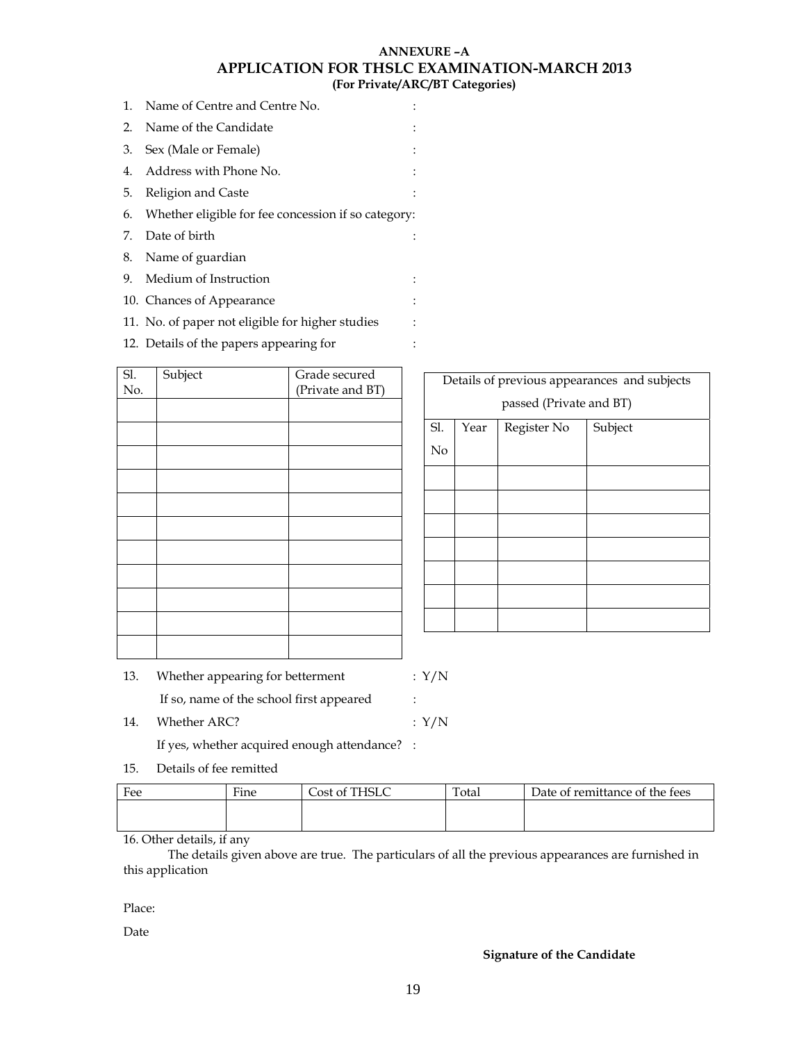**ANNEXURE –A**

## APPLICATION FOR THSLC EXAMINATION-MARCH 2013

**(For Private/ARC/BT Categories)**

1. Name of Centre and Centre No. :
2. Name of the Candidate :
3. Sex (Male or Female) :
4. Address with Phone No. :
5. Religion and Caste :
6. Whether eligible for fee concession if so category:
7. Date of birth :
8. Name of guardian
9. Medium of Instruction :
10. Chances of Appearance :
11. No. of paper not eligible for higher studies :
12. Details of the papers appearing for :

| Sl. No. | Subject | Grade secured (Private and BT) |
|---|---|---|
| | | |
| | | |
| | | |
| | | |
| | | |
| | | |
| | | |
| | | |
| | | |
| | | |
| | | |

| Details of previous appearances and subjects passed (Private and BT) | | | |
|---|---|---|---|
| Sl. No | Year | Register No | Subject |
| | | | |
| | | | |
| | | | |
| | | | |
| | | | |
| | | | |
| | | | |

13. Whether appearing for betterment : Y/N

    If so, name of the school first appeared :

14. Whether ARC? : Y/N

    If yes, whether acquired enough attendance? :

15. Details of fee remitted

| Fee | Fine | Cost of THSLC | Total | Date of remittance of the fees |
|---|---|---|---|---|
| | | | | |

16. Other details, if any

The details given above are true. The particulars of all the previous appearances are furnished in this application

Place:

Date

**Signature of the Candidate**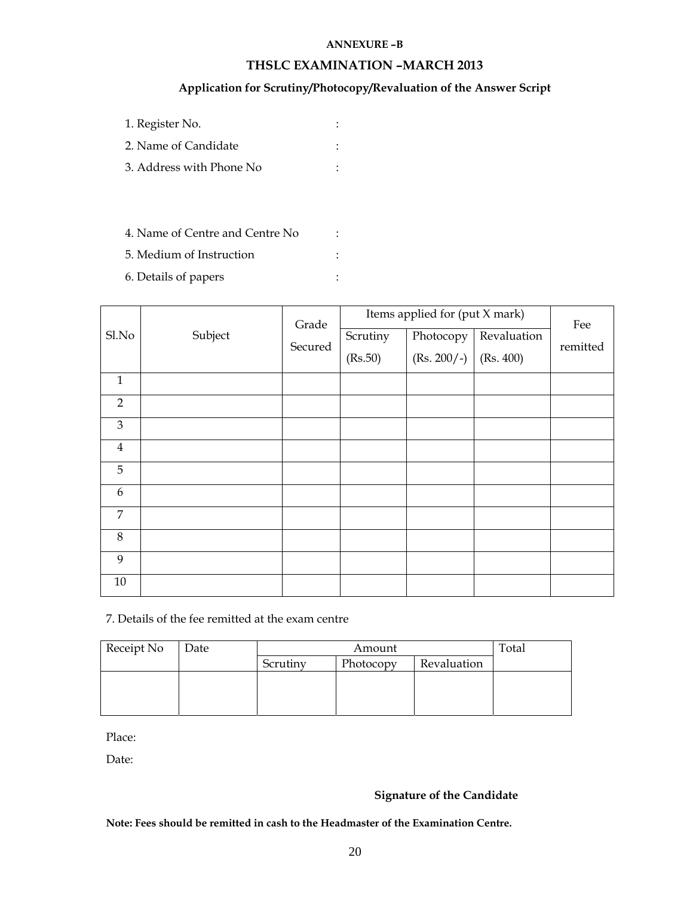**ANNEXURE –B**

## THSLC EXAMINATION –MARCH 2013

### Application for Scrutiny/Photocopy/Revaluation of the Answer Script

1. Register No. :
2. Name of Candidate :
3. Address with Phone No :

4. Name of Centre and Centre No :
5. Medium of Instruction :
6. Details of papers :

| Sl.No | Subject | Grade Secured | Items applied for (put X mark) | | | Fee remitted |
|---|---|---|---|---|---|---|
| | | | Scrutiny (Rs.50) | Photocopy (Rs. 200/-) | Revaluation (Rs. 400) | |
| 1 | | | | | | |
| 2 | | | | | | |
| 3 | | | | | | |
| 4 | | | | | | |
| 5 | | | | | | |
| 6 | | | | | | |
| 7 | | | | | | |
| 8 | | | | | | |
| 9 | | | | | | |
| 10 | | | | | | |

7. Details of the fee remitted at the exam centre

| Receipt No | Date | Amount | | | Total |
|---|---|---|---|---|---|
| | | Scrutiny | Photocopy | Revaluation | |
| | | | | | |

Place:

Date:

**Signature of the Candidate**

**Note: Fees should be remitted in cash to the Headmaster of the Examination Centre.**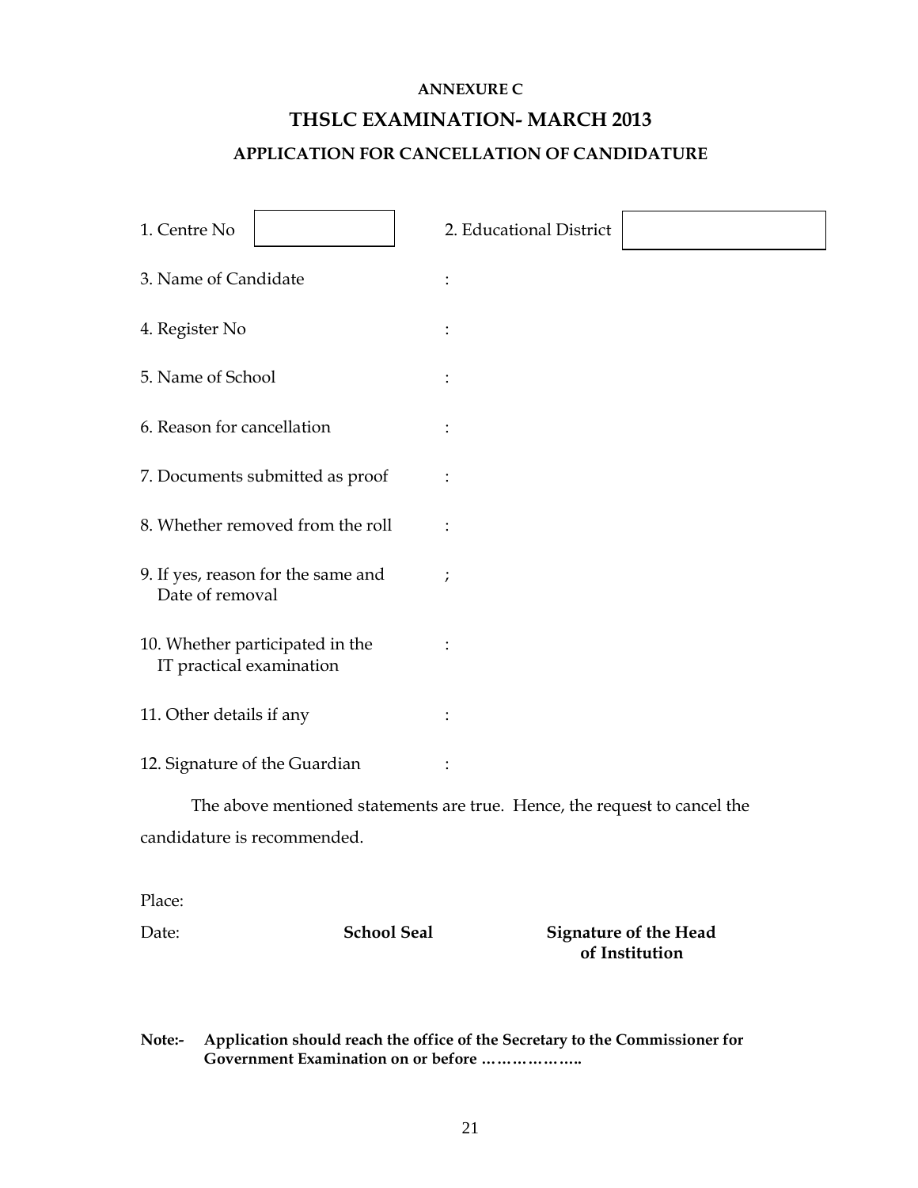**ANNEXURE C**

## THSLC EXAMINATION- MARCH 2013

### APPLICATION FOR CANCELLATION OF CANDIDATURE

1. Centre No [ ]   2. Educational District [ ]

3. Name of Candidate :

4. Register No :

5. Name of School :

6. Reason for cancellation :

7. Documents submitted as proof :

8. Whether removed from the roll :

9. If yes, reason for the same and Date of removal ;

10. Whether participated in the IT practical examination :

11. Other details if any :

12. Signature of the Guardian :

The above mentioned statements are true. Hence, the request to cancel the candidature is recommended.

Place:

Date: **School Seal** **Signature of the Head of Institution**

**Note:- Application should reach the office of the Secretary to the Commissioner for Government Examination on or before ………………..**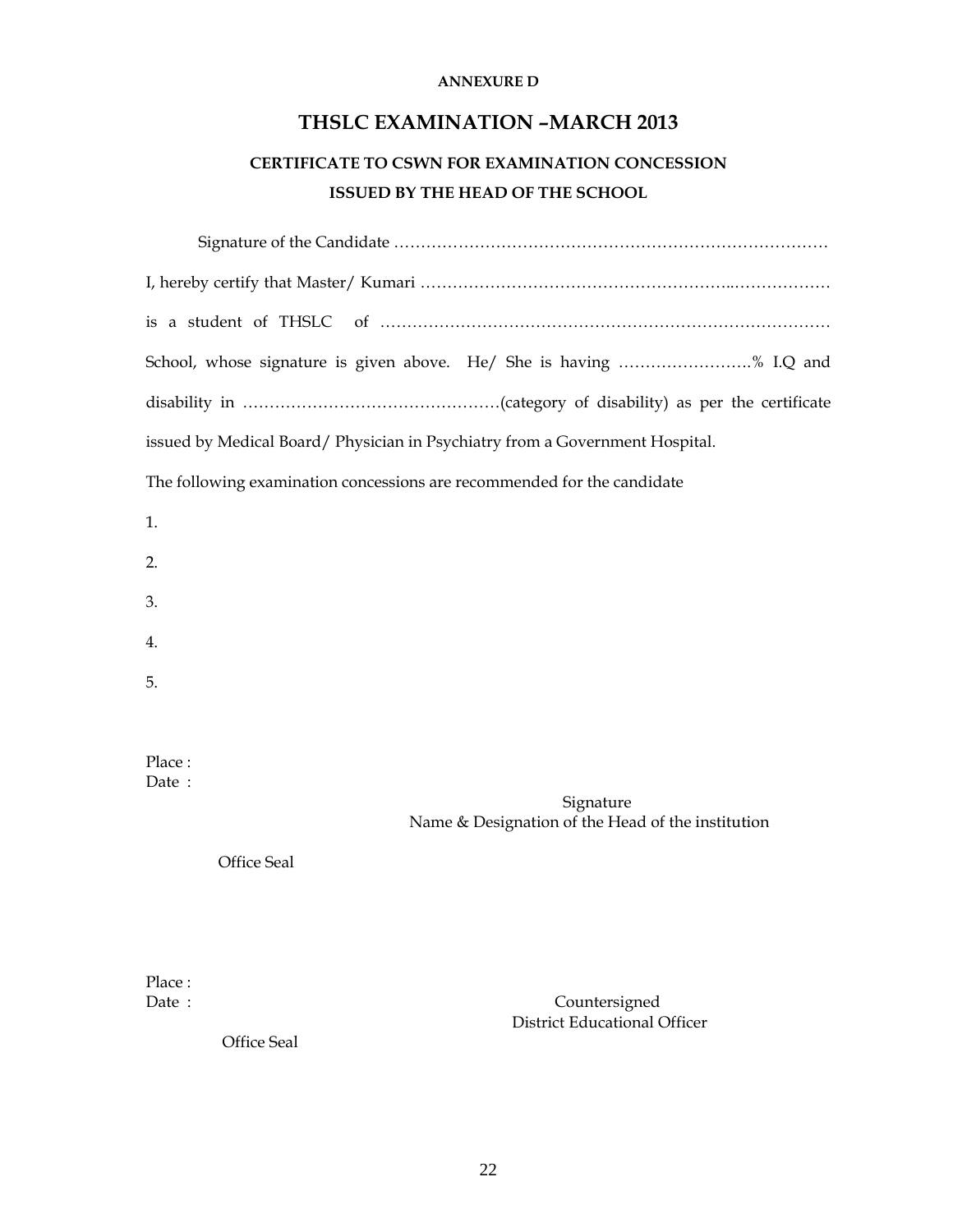**ANNEXURE D**

# THSLC EXAMINATION –MARCH 2013

## CERTIFICATE TO CSWN FOR EXAMINATION CONCESSION ISSUED BY THE HEAD OF THE SCHOOL

Signature of the Candidate ………………………………………………………………………

I, hereby certify that Master/ Kumari …………………………………………………..………………

is a student of THSLC of ……………………………………………………………………………

School, whose signature is given above. He/ She is having …………………….% I.Q and disability in …………………………………………(category of disability) as per the certificate issued by Medical Board/ Physician in Psychiatry from a Government Hospital.

The following examination concessions are recommended for the candidate

1.

2.

3.

4.

5.

Place :
Date :

Signature
Name & Designation of the Head of the institution

Office Seal

Place :
Date :

Countersigned
District Educational Officer

Office Seal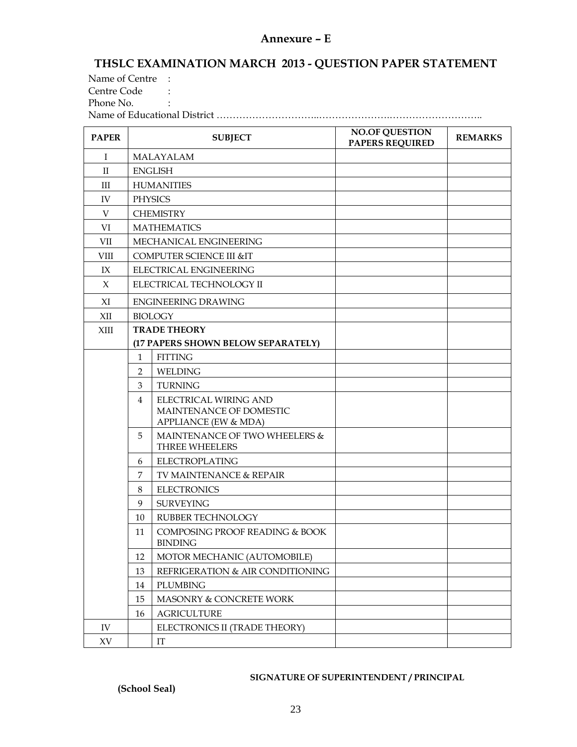## Annexure – E

# THSLC EXAMINATION MARCH 2013 - QUESTION PAPER STATEMENT

Name of Centre :
Centre Code :
Phone No. :
Name of Educational District ………………………..………………….………………………..

| PAPER | | SUBJECT | NO.OF QUESTION PAPERS REQUIRED | REMARKS |
|---|---|---|---|---|
| I | MALAYALAM | | | |
| II | ENGLISH | | | |
| III | HUMANITIES | | | |
| IV | PHYSICS | | | |
| V | CHEMISTRY | | | |
| VI | MATHEMATICS | | | |
| VII | MECHANICAL ENGINEERING | | | |
| VIII | COMPUTER SCIENCE III &IT | | | |
| IX | ELECTRICAL ENGINEERING | | | |
| X | ELECTRICAL TECHNOLOGY II | | | |
| XI | ENGINEERING DRAWING | | | |
| XII | BIOLOGY | | | |
| XIII | **TRADE THEORY (17 PAPERS SHOWN BELOW SEPARATELY)** | | | |
| | 1 | FITTING | | |
| | 2 | WELDING | | |
| | 3 | TURNING | | |
| | 4 | ELECTRICAL WIRING AND MAINTENANCE OF DOMESTIC APPLIANCE (EW & MDA) | | |
| | 5 | MAINTENANCE OF TWO WHEELERS & THREE WHEELERS | | |
| | 6 | ELECTROPLATING | | |
| | 7 | TV MAINTENANCE & REPAIR | | |
| | 8 | ELECTRONICS | | |
| | 9 | SURVEYING | | |
| | 10 | RUBBER TECHNOLOGY | | |
| | 11 | COMPOSING PROOF READING & BOOK BINDING | | |
| | 12 | MOTOR MECHANIC (AUTOMOBILE) | | |
| | 13 | REFRIGERATION & AIR CONDITIONING | | |
| | 14 | PLUMBING | | |
| | 15 | MASONRY & CONCRETE WORK | | |
| | 16 | AGRICULTURE | | |
| IV | | ELECTRONICS II (TRADE THEORY) | | |
| XV | | IT | | |

**SIGNATURE OF SUPERINTENDENT / PRINCIPAL**

**(School Seal)**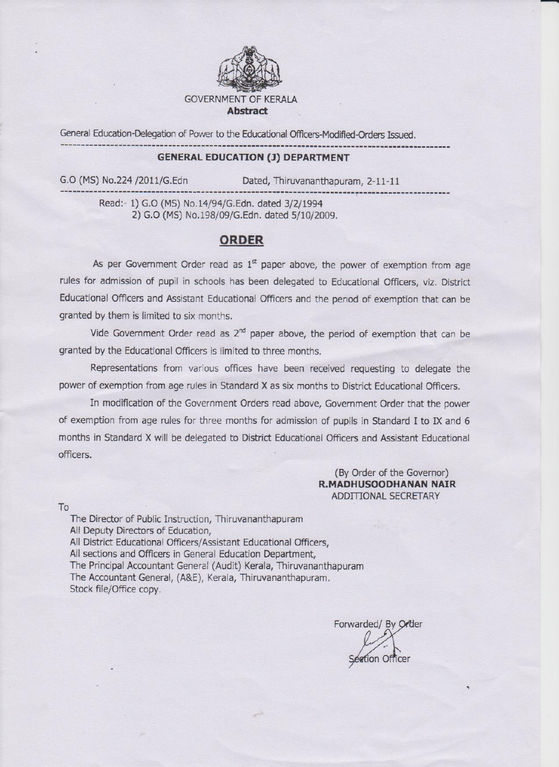GOVERNMENT OF KERALA

**Abstract**

General Education-Delegation of Power to the Educational Officers-Modified-Orders Issued.

---

**GENERAL EDUCATION (J) DEPARTMENT**

G.O (MS) No.224 /2011/G.Edn          Dated, Thiruvananthapuram, 2-11-11

---

Read:- 1) G.O (MS) No.14/94/G.Edn. dated 3/2/1994
2) G.O (MS) No.198/09/G.Edn. dated 5/10/2009.

## ORDER

As per Government Order read as 1st paper above, the power of exemption from age rules for admission of pupil in schools has been delegated to Educational Officers, viz. District Educational Officers and Assistant Educational Officers and the period of exemption that can be granted by them is limited to six months.

Vide Government Order read as 2nd paper above, the period of exemption that can be granted by the Educational Officers is limited to three months.

Representations from various offices have been received requesting to delegate the power of exemption from age rules in Standard X as six months to District Educational Officers.

In modification of the Government Orders read above, Government Order that the power of exemption from age rules for three months for admission of pupils in Standard I to IX and 6 months in Standard X will be delegated to District Educational Officers and Assistant Educational officers.

(By Order of the Governor)
**R.MADHUSOODHANAN NAIR**
ADDITIONAL SECRETARY

To

The Director of Public Instruction, Thiruvananthapuram
All Deputy Directors of Education,
All District Educational Officers/Assistant Educational Officers,
All sections and Officers in General Education Department,
The Principal Accountant General (Audit) Kerala, Thiruvananthapuram
The Accountant General, (A&E), Kerala, Thiruvananthapuram.
Stock file/Office copy.

Forwarded/ By Order

Section Officer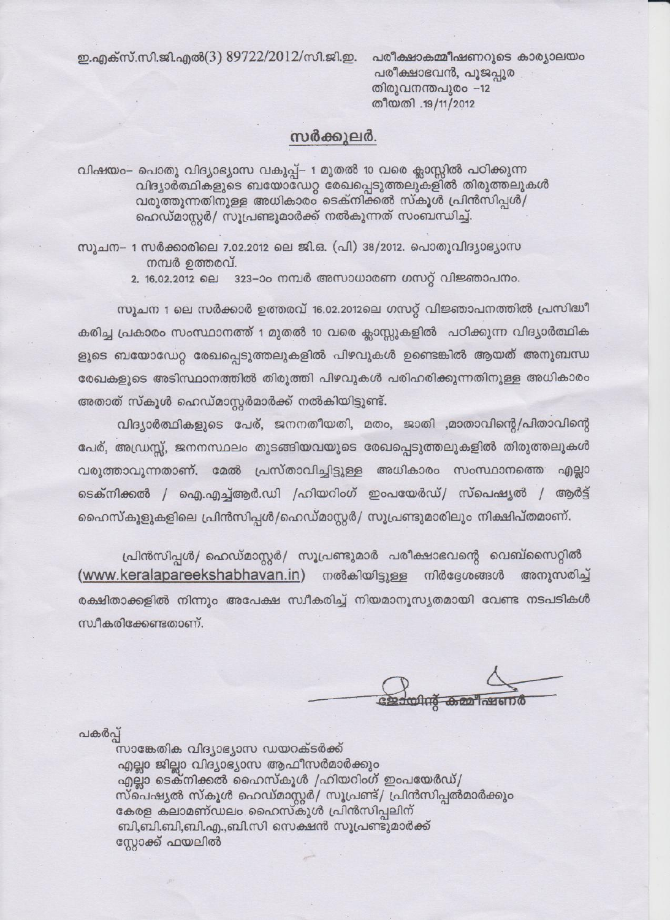ഇ.എക്സ്.സി.ജി.എൽ(3) 89722/2012/സി.ജി.ഇ.

പരീക്ഷാകമ്മീഷണറുടെ കാര്യാലയം
പരീക്ഷാഭവൻ, പൂജപ്പുര
തിരുവനന്തപുരം –12
തീയതി .19/11/2012

## സർക്കുലർ.

വിഷയം– പൊതു വിദ്യാഭ്യാസ വകുപ്പ്– 1 മുതൽ 10 വരെ ക്ലാസ്സിൽ പഠിക്കുന്ന വിദ്യാർത്ഥികളുടെ ബയോഡേറ്റ രേഖപ്പെടുത്തലുകളിൽ തിരുത്തലുകൾ വരുത്തുന്നതിനുള്ള അധികാരം ടെക്നിക്കൽ സ്കൂൾ പ്രിൻസിപ്പൾ/ ഹെഡ്മാസ്റ്റർ/ സൂപ്രണ്ടുമാർക്ക് നൽകുന്നത് സംബന്ധിച്ച്.

സൂചന– 1 സർക്കാരിലെ 7.02.2012 ലെ ജി.ഒ. (പി) 38/2012. പൊതുവിദ്യാഭ്യാസ നമ്പർ ഉത്തരവ്.
2. 16.02.2012 ലെ 323–ാം നമ്പർ അസാധാരണ ഗസറ്റ് വിജ്ഞാപനം.

സൂചന 1 ലെ സർക്കാർ ഉത്തരവ് 16.02.2012ലെ ഗസറ്റ് വിജ്ഞാപനത്തിൽ പ്രസിദ്ധീകരിച്ച പ്രകാരം സംസ്ഥാനത്ത് 1 മുതൽ 10 വരെ ക്ലാസ്സുകളിൽ പഠിക്കുന്ന വിദ്യാർത്ഥികളുടെ ബയോഡേറ്റ രേഖപ്പെടുത്തലുകളിൽ പിഴവുകൾ ഉണ്ടെങ്കിൽ ആയത് അനുബന്ധ രേഖകളുടെ അടിസ്ഥാനത്തിൽ തിരുത്തി പിഴവുകൾ പരിഹരിക്കുന്നതിനുള്ള അധികാരം അതാത് സ്കൂൾ ഹെഡ്മാസ്റ്റർമാർക്ക് നൽകിയിട്ടുണ്ട്.

വിദ്യാർത്ഥികളുടെ പേര്, ജനനതീയതി, മതം, ജാതി ,മാതാവിന്റെ/പിതാവിന്റെ പേര്, അഡ്രസ്സ്, ജനനസ്ഥലം തുടങ്ങിയവയുടെ രേഖപ്പെടുത്തലുകളിൽ തിരുത്തലുകൾ വരുത്താവുന്നതാണ്. മേൽ പ്രസ്താവിച്ചിട്ടുള്ള അധികാരം സംസ്ഥാനത്തെ എല്ലാ ടെക്നിക്കൽ / ഐ.എച്ച്ആർ.ഡി /ഹിയറിംഗ് ഇംപയേർഡ്/ സ്പെഷ്യൽ / ആർട്ട് ഹൈസ്കൂളുകളിലെ പ്രിൻസിപ്പൾ/ഹെഡ്മാസ്റ്റർ/ സൂപ്രണ്ടുമാരിലും നിക്ഷിപ്തമാണ്.

പ്രിൻസിപ്പൾ/ ഹെഡ്മാസ്റ്റർ/ സൂപ്രണ്ടുമാർ പരീക്ഷാഭവന്റെ വെബ്സൈറ്റിൽ (www.keralapareekshabhavan.in) നൽകിയിട്ടുള്ള നിർദ്ദേശങ്ങൾ അനുസരിച്ച് രക്ഷിതാക്കളിൽ നിന്നും അപേക്ഷ സ്വീകരിച്ച് നിയമാനുസൃതമായി വേണ്ട നടപടികൾ സ്വീകരിക്കേണ്ടതാണ്.

ജോയിന്റ് കമ്മീഷണർ

പകർപ്പ്
സാങ്കേതിക വിദ്യാഭ്യാസ ഡയറക്ടർക്ക്
എല്ലാ ജില്ലാ വിദ്യാഭ്യാസ ആഫീസർമാർക്കും
എല്ലാ ടെക്നിക്കൽ ഹൈസ്കൂൾ /ഹിയറിംഗ് ഇംപയേർഡ്/ സ്പെഷ്യൽ സ്കൂൾ ഹെഡ്മാസ്റ്റർ/ സൂപ്രണ്ട്/ പ്രിൻസിപ്പൽമാർക്കും
കേരള കലാമണ്ഡലം ഹൈസ്കൂൾ പ്രിൻസിപ്പലിന്
ബി,ബി.ബി,ബി.എ.,ബി.സി സെക്ഷൻ സൂപ്രണ്ടുമാർക്ക്
സ്റ്റോക്ക് ഫയലിൽ